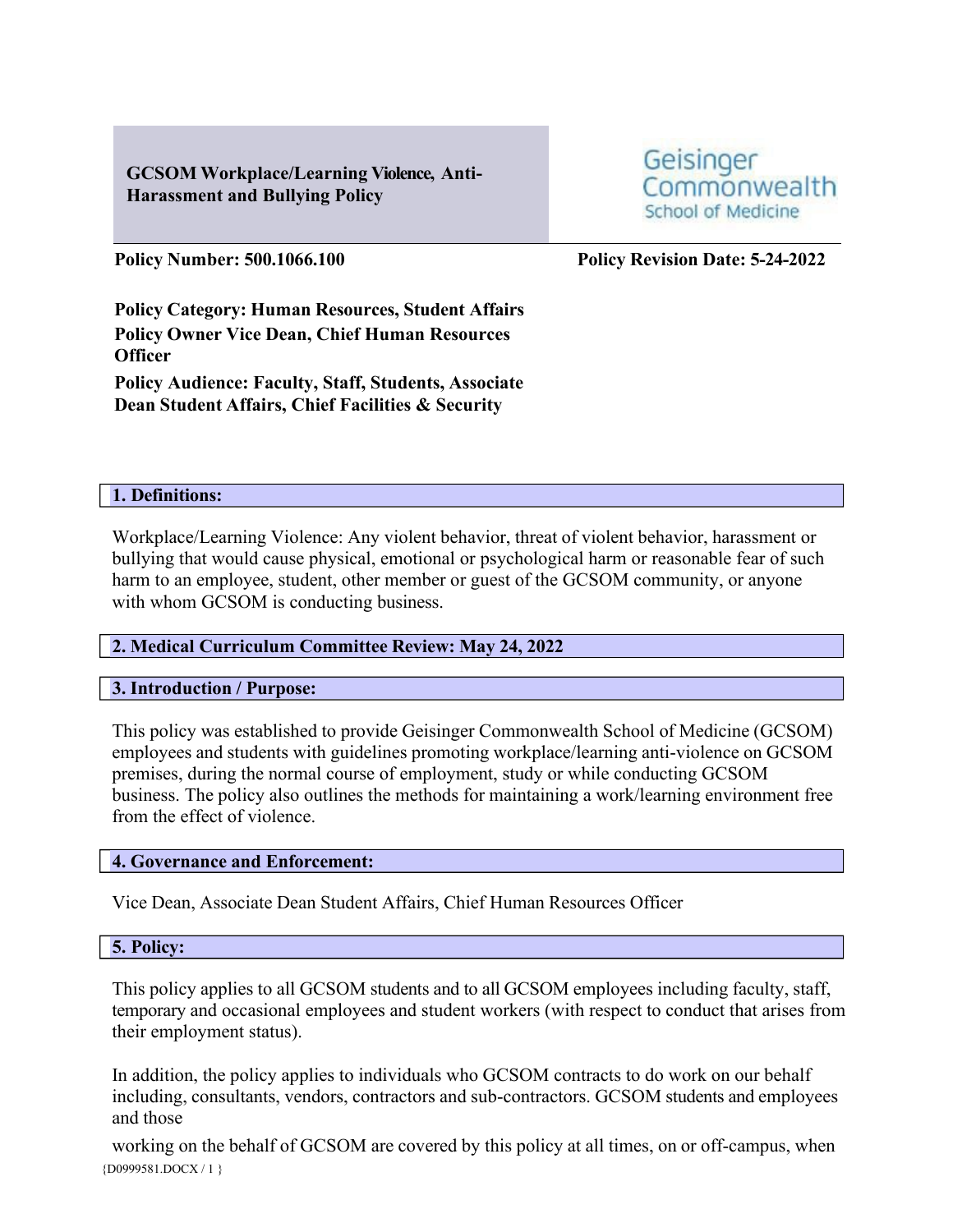# GCSOM Workplace/Learning Violence, Anti-Harassment and Bullying Policy

Geisinger Commonwealth School of Medicine

**Policy Number: 500.1066.100** **Policy Revision Date: 5-24-2022**

**Policy Category: Human Resources, Student Affairs**
**Policy Owner Vice Dean, Chief Human Resources Officer**
**Policy Audience: Faculty, Staff, Students, Associate Dean Student Affairs, Chief Facilities & Security**

## 1. Definitions:

Workplace/Learning Violence: Any violent behavior, threat of violent behavior, harassment or bullying that would cause physical, emotional or psychological harm or reasonable fear of such harm to an employee, student, other member or guest of the GCSOM community, or anyone with whom GCSOM is conducting business.

## 2. Medical Curriculum Committee Review: May 24, 2022

## 3. Introduction / Purpose:

This policy was established to provide Geisinger Commonwealth School of Medicine (GCSOM) employees and students with guidelines promoting workplace/learning anti-violence on GCSOM premises, during the normal course of employment, study or while conducting GCSOM business. The policy also outlines the methods for maintaining a work/learning environment free from the effect of violence.

## 4. Governance and Enforcement:

Vice Dean, Associate Dean Student Affairs, Chief Human Resources Officer

## 5. Policy:

This policy applies to all GCSOM students and to all GCSOM employees including faculty, staff, temporary and occasional employees and student workers (with respect to conduct that arises from their employment status).

In addition, the policy applies to individuals who GCSOM contracts to do work on our behalf including, consultants, vendors, contractors and sub-contractors. GCSOM students and employees and those

working on the behalf of GCSOM are covered by this policy at all times, on or off-campus, when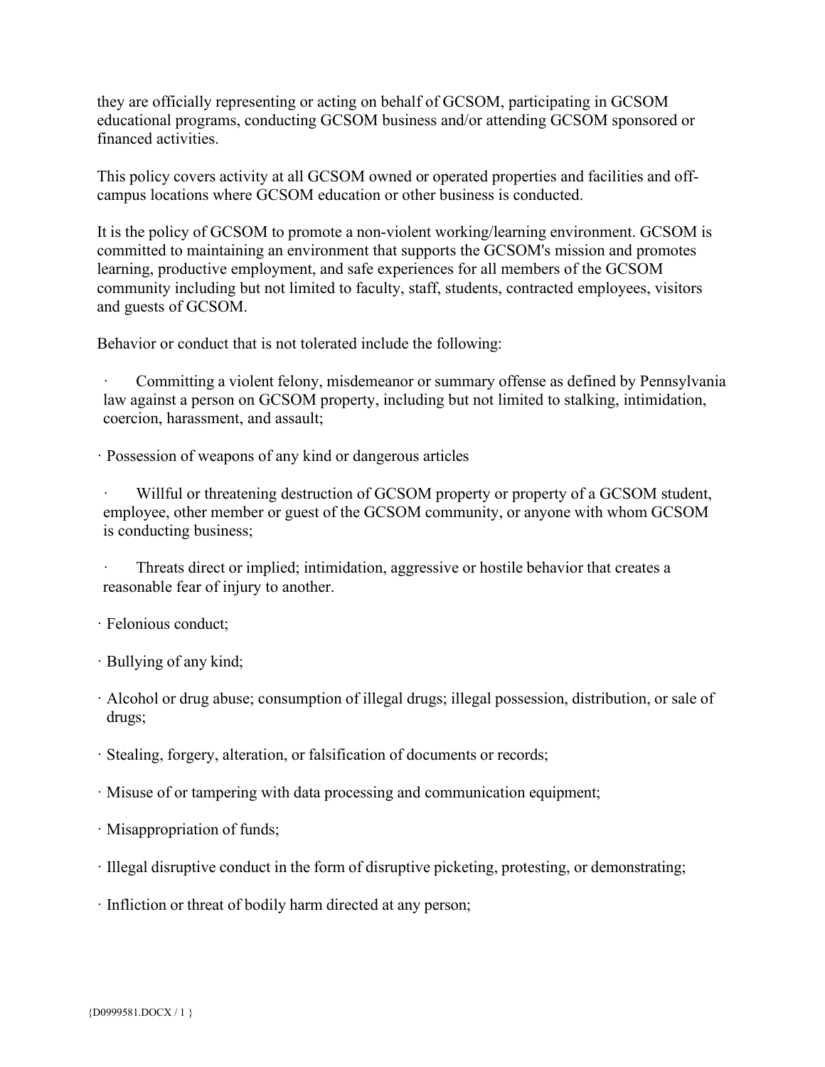they are officially representing or acting on behalf of GCSOM, participating in GCSOM educational programs, conducting GCSOM business and/or attending GCSOM sponsored or financed activities.

This policy covers activity at all GCSOM owned or operated properties and facilities and off-campus locations where GCSOM education or other business is conducted.

It is the policy of GCSOM to promote a non-violent working/learning environment. GCSOM is committed to maintaining an environment that supports the GCSOM's mission and promotes learning, productive employment, and safe experiences for all members of the GCSOM community including but not limited to faculty, staff, students, contracted employees, visitors and guests of GCSOM.

Behavior or conduct that is not tolerated include the following:

- Committing a violent felony, misdemeanor or summary offense as defined by Pennsylvania law against a person on GCSOM property, including but not limited to stalking, intimidation, coercion, harassment, and assault;
- Possession of weapons of any kind or dangerous articles
- Willful or threatening destruction of GCSOM property or property of a GCSOM student, employee, other member or guest of the GCSOM community, or anyone with whom GCSOM is conducting business;
- Threats direct or implied; intimidation, aggressive or hostile behavior that creates a reasonable fear of injury to another.
- Felonious conduct;
- Bullying of any kind;
- Alcohol or drug abuse; consumption of illegal drugs; illegal possession, distribution, or sale of drugs;
- Stealing, forgery, alteration, or falsification of documents or records;
- Misuse of or tampering with data processing and communication equipment;
- Misappropriation of funds;
- Illegal disruptive conduct in the form of disruptive picketing, protesting, or demonstrating;
- Infliction or threat of bodily harm directed at any person;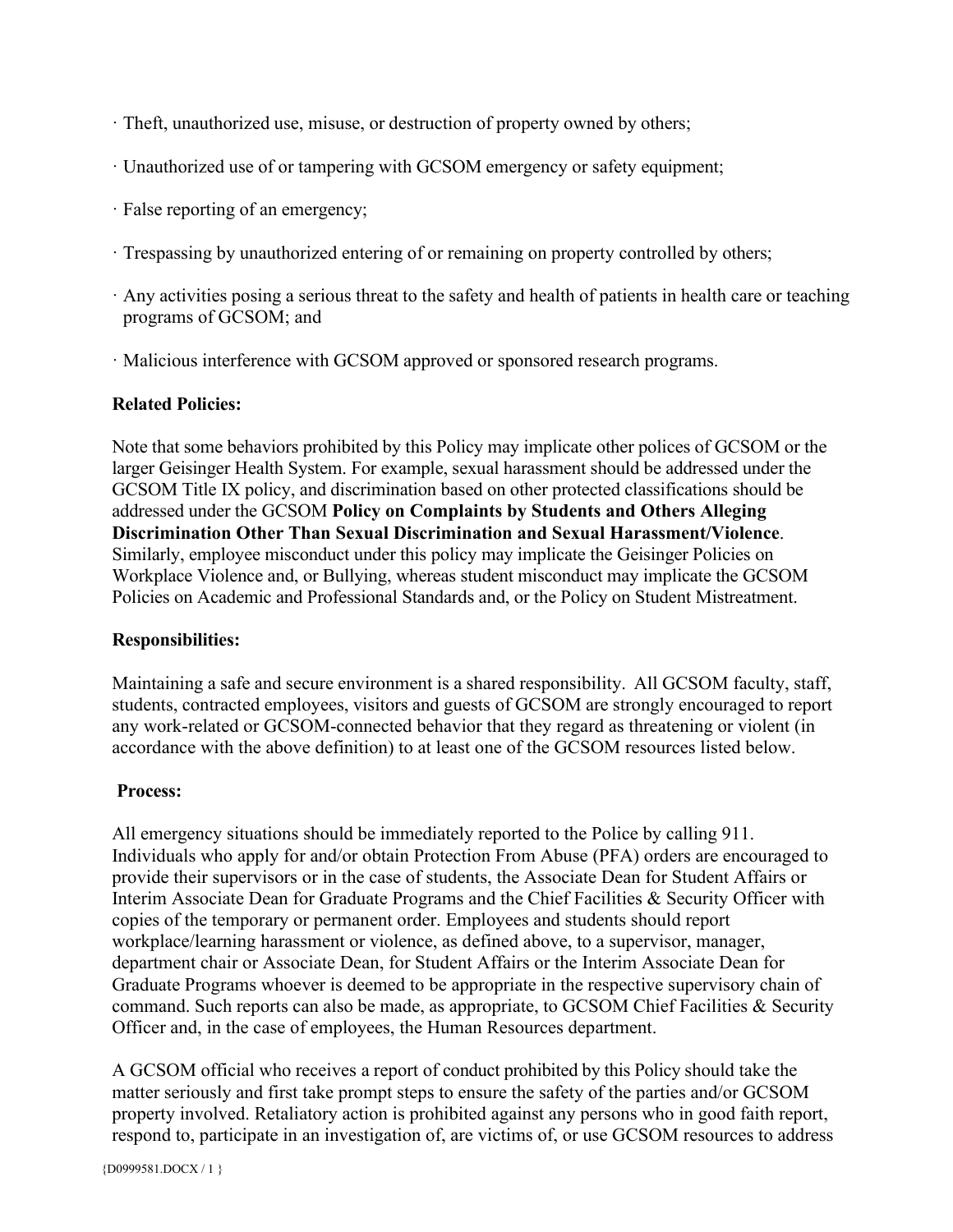- Theft, unauthorized use, misuse, or destruction of property owned by others;
- Unauthorized use of or tampering with GCSOM emergency or safety equipment;
- False reporting of an emergency;
- Trespassing by unauthorized entering of or remaining on property controlled by others;
- Any activities posing a serious threat to the safety and health of patients in health care or teaching programs of GCSOM; and
- Malicious interference with GCSOM approved or sponsored research programs.

**Related Policies:**

Note that some behaviors prohibited by this Policy may implicate other polices of GCSOM or the larger Geisinger Health System. For example, sexual harassment should be addressed under the GCSOM Title IX policy, and discrimination based on other protected classifications should be addressed under the GCSOM **Policy on Complaints by Students and Others Alleging Discrimination Other Than Sexual Discrimination and Sexual Harassment/Violence**. Similarly, employee misconduct under this policy may implicate the Geisinger Policies on Workplace Violence and, or Bullying, whereas student misconduct may implicate the GCSOM Policies on Academic and Professional Standards and, or the Policy on Student Mistreatment.

**Responsibilities:**

Maintaining a safe and secure environment is a shared responsibility. All GCSOM faculty, staff, students, contracted employees, visitors and guests of GCSOM are strongly encouraged to report any work-related or GCSOM-connected behavior that they regard as threatening or violent (in accordance with the above definition) to at least one of the GCSOM resources listed below.

**Process:**

All emergency situations should be immediately reported to the Police by calling 911. Individuals who apply for and/or obtain Protection From Abuse (PFA) orders are encouraged to provide their supervisors or in the case of students, the Associate Dean for Student Affairs or Interim Associate Dean for Graduate Programs and the Chief Facilities & Security Officer with copies of the temporary or permanent order. Employees and students should report workplace/learning harassment or violence, as defined above, to a supervisor, manager, department chair or Associate Dean, for Student Affairs or the Interim Associate Dean for Graduate Programs whoever is deemed to be appropriate in the respective supervisory chain of command. Such reports can also be made, as appropriate, to GCSOM Chief Facilities & Security Officer and, in the case of employees, the Human Resources department.

A GCSOM official who receives a report of conduct prohibited by this Policy should take the matter seriously and first take prompt steps to ensure the safety of the parties and/or GCSOM property involved. Retaliatory action is prohibited against any persons who in good faith report, respond to, participate in an investigation of, are victims of, or use GCSOM resources to address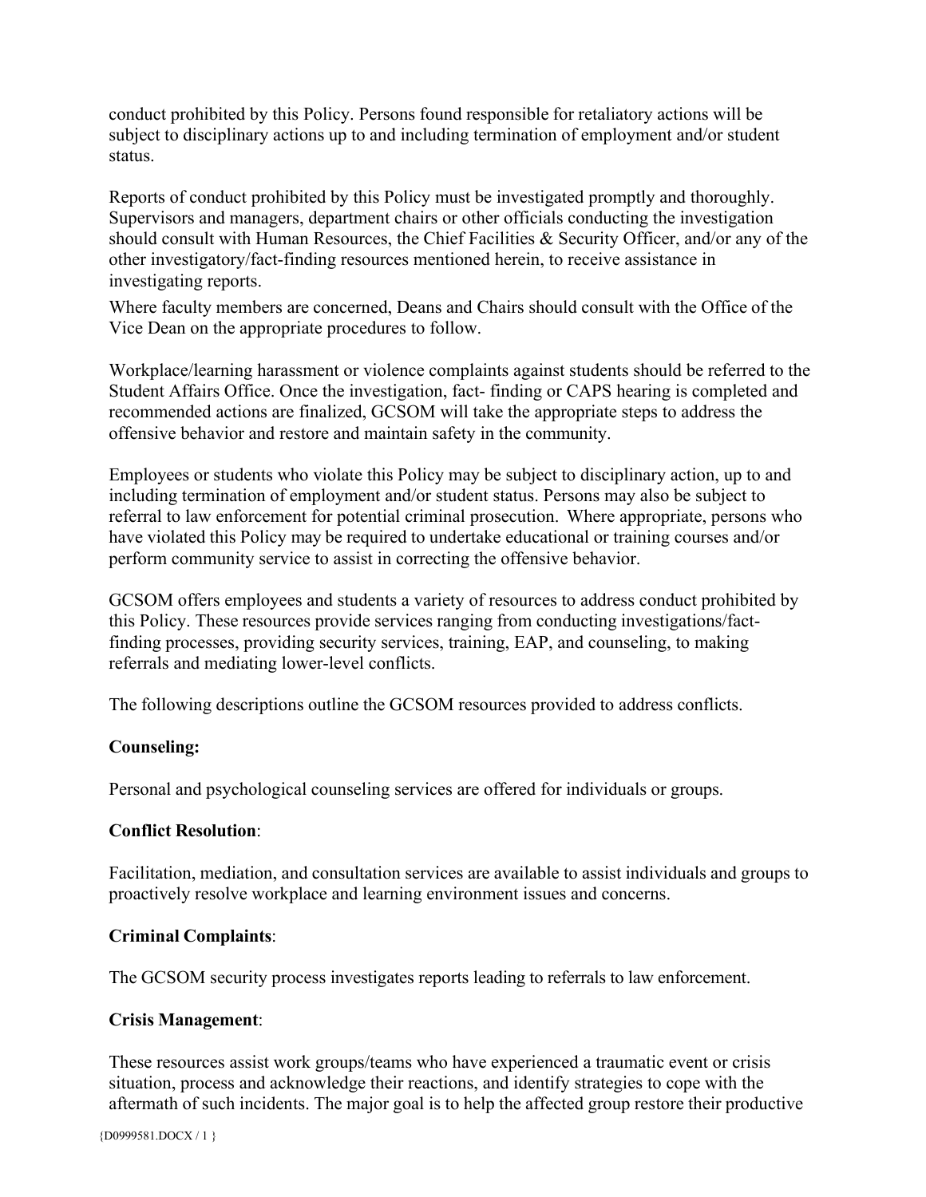conduct prohibited by this Policy. Persons found responsible for retaliatory actions will be subject to disciplinary actions up to and including termination of employment and/or student status.

Reports of conduct prohibited by this Policy must be investigated promptly and thoroughly. Supervisors and managers, department chairs or other officials conducting the investigation should consult with Human Resources, the Chief Facilities & Security Officer, and/or any of the other investigatory/fact-finding resources mentioned herein, to receive assistance in investigating reports.

Where faculty members are concerned, Deans and Chairs should consult with the Office of the Vice Dean on the appropriate procedures to follow.

Workplace/learning harassment or violence complaints against students should be referred to the Student Affairs Office. Once the investigation, fact- finding or CAPS hearing is completed and recommended actions are finalized, GCSOM will take the appropriate steps to address the offensive behavior and restore and maintain safety in the community.

Employees or students who violate this Policy may be subject to disciplinary action, up to and including termination of employment and/or student status. Persons may also be subject to referral to law enforcement for potential criminal prosecution. Where appropriate, persons who have violated this Policy may be required to undertake educational or training courses and/or perform community service to assist in correcting the offensive behavior.

GCSOM offers employees and students a variety of resources to address conduct prohibited by this Policy. These resources provide services ranging from conducting investigations/fact-finding processes, providing security services, training, EAP, and counseling, to making referrals and mediating lower-level conflicts.

The following descriptions outline the GCSOM resources provided to address conflicts.

**Counseling:**

Personal and psychological counseling services are offered for individuals or groups.

**Conflict Resolution**:

Facilitation, mediation, and consultation services are available to assist individuals and groups to proactively resolve workplace and learning environment issues and concerns.

**Criminal Complaints**:

The GCSOM security process investigates reports leading to referrals to law enforcement.

**Crisis Management**:

These resources assist work groups/teams who have experienced a traumatic event or crisis situation, process and acknowledge their reactions, and identify strategies to cope with the aftermath of such incidents. The major goal is to help the affected group restore their productive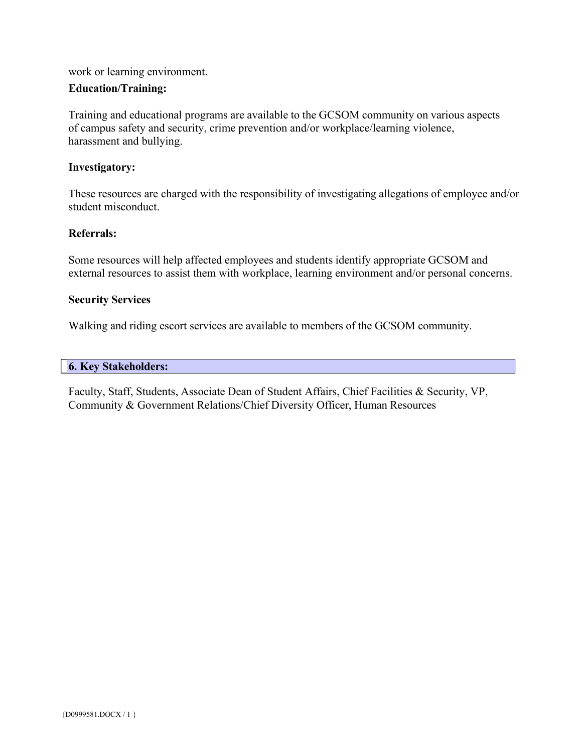work or learning environment.

**Education/Training:**

Training and educational programs are available to the GCSOM community on various aspects of campus safety and security, crime prevention and/or workplace/learning violence, harassment and bullying.

**Investigatory:**

These resources are charged with the responsibility of investigating allegations of employee and/or student misconduct.

**Referrals:**

Some resources will help affected employees and students identify appropriate GCSOM and external resources to assist them with workplace, learning environment and/or personal concerns.

**Security Services**

Walking and riding escort services are available to members of the GCSOM community.

## 6. Key Stakeholders:

Faculty, Staff, Students, Associate Dean of Student Affairs, Chief Facilities & Security, VP, Community & Government Relations/Chief Diversity Officer, Human Resources